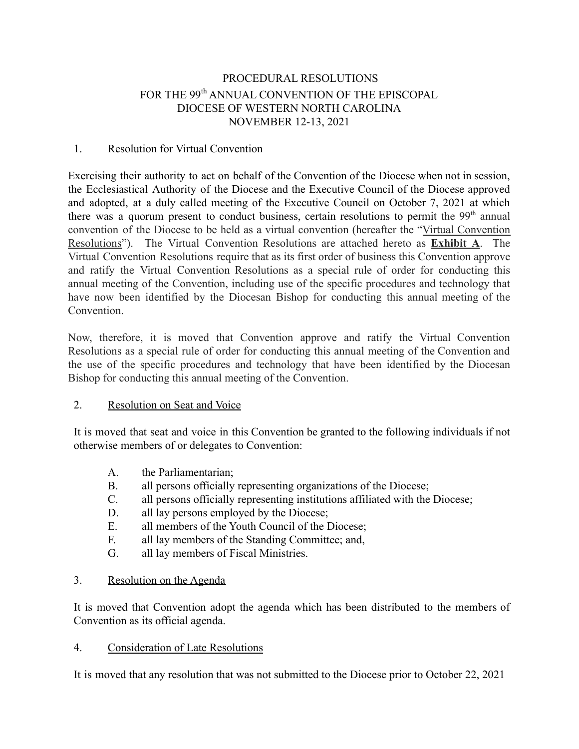# PROCEDURAL RESOLUTIONS FOR THE 99th ANNUAL CONVENTION OF THE EPISCOPAL DIOCESE OF WESTERN NORTH CAROLINA NOVEMBER 12-13, 2021

## 1. Resolution for Virtual Convention

Exercising their authority to act on behalf of the Convention of the Diocese when not in session, the Ecclesiastical Authority of the Diocese and the Executive Council of the Diocese approved and adopted, at a duly called meeting of the Executive Council on October 7, 2021 at which there was a quorum present to conduct business, certain resolutions to permit the 99th annual convention of the Diocese to be held as a virtual convention (hereafter the "Virtual Convention Resolutions"). The Virtual Convention Resolutions are attached hereto as **Exhibit A**. The Virtual Convention Resolutions require that as its first order of business this Convention approve and ratify the Virtual Convention Resolutions as a special rule of order for conducting this annual meeting of the Convention, including use of the specific procedures and technology that have now been identified by the Diocesan Bishop for conducting this annual meeting of the Convention.

Now, therefore, it is moved that Convention approve and ratify the Virtual Convention Resolutions as a special rule of order for conducting this annual meeting of the Convention and the use of the specific procedures and technology that have been identified by the Diocesan Bishop for conducting this annual meeting of the Convention.

## 2. Resolution on Seat and Voice

It is moved that seat and voice in this Convention be granted to the following individuals if not otherwise members of or delegates to Convention:

- A. the Parliamentarian;
- B. all persons officially representing organizations of the Diocese;
- C. all persons officially representing institutions affiliated with the Diocese;
- D. all lay persons employed by the Diocese;
- E. all members of the Youth Council of the Diocese;
- F. all lay members of the Standing Committee; and,
- G. all lay members of Fiscal Ministries.

## 3. Resolution on the Agenda

It is moved that Convention adopt the agenda which has been distributed to the members of Convention as its official agenda.

## 4. Consideration of Late Resolutions

It is moved that any resolution that was not submitted to the Diocese prior to October 22, 2021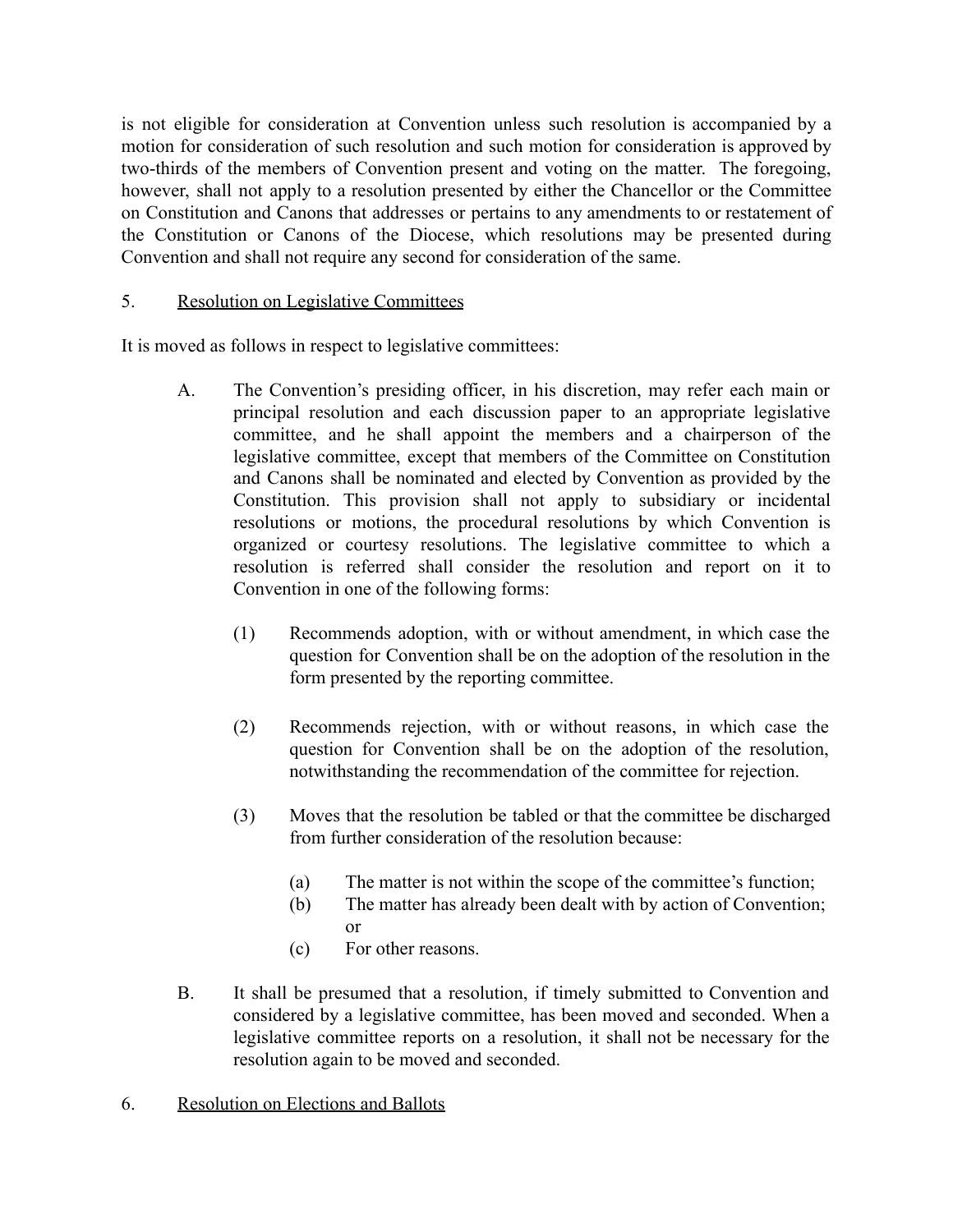is not eligible for consideration at Convention unless such resolution is accompanied by a motion for consideration of such resolution and such motion for consideration is approved by two-thirds of the members of Convention present and voting on the matter. The foregoing, however, shall not apply to a resolution presented by either the Chancellor or the Committee on Constitution and Canons that addresses or pertains to any amendments to or restatement of the Constitution or Canons of the Diocese, which resolutions may be presented during Convention and shall not require any second for consideration of the same.

5. <u>Resolution on Legislative Committees</u>

It is moved as follows in respect to legislative committees:

A. The Convention's presiding officer, in his discretion, may refer each main or principal resolution and each discussion paper to an appropriate legislative committee, and he shall appoint the members and a chairperson of the legislative committee, except that members of the Committee on Constitution and Canons shall be nominated and elected by Convention as provided by the Constitution. This provision shall not apply to subsidiary or incidental resolutions or motions, the procedural resolutions by which Convention is organized or courtesy resolutions. The legislative committee to which a resolution is referred shall consider the resolution and report on it to Convention in one of the following forms:

   (1) Recommends adoption, with or without amendment, in which case the question for Convention shall be on the adoption of the resolution in the form presented by the reporting committee.

   (2) Recommends rejection, with or without reasons, in which case the question for Convention shall be on the adoption of the resolution, notwithstanding the recommendation of the committee for rejection.

   (3) Moves that the resolution be tabled or that the committee be discharged from further consideration of the resolution because:

      (a) The matter is not within the scope of the committee's function;
      (b) The matter has already been dealt with by action of Convention; or
      (c) For other reasons.

B. It shall be presumed that a resolution, if timely submitted to Convention and considered by a legislative committee, has been moved and seconded. When a legislative committee reports on a resolution, it shall not be necessary for the resolution again to be moved and seconded.

6. <u>Resolution on Elections and Ballots</u>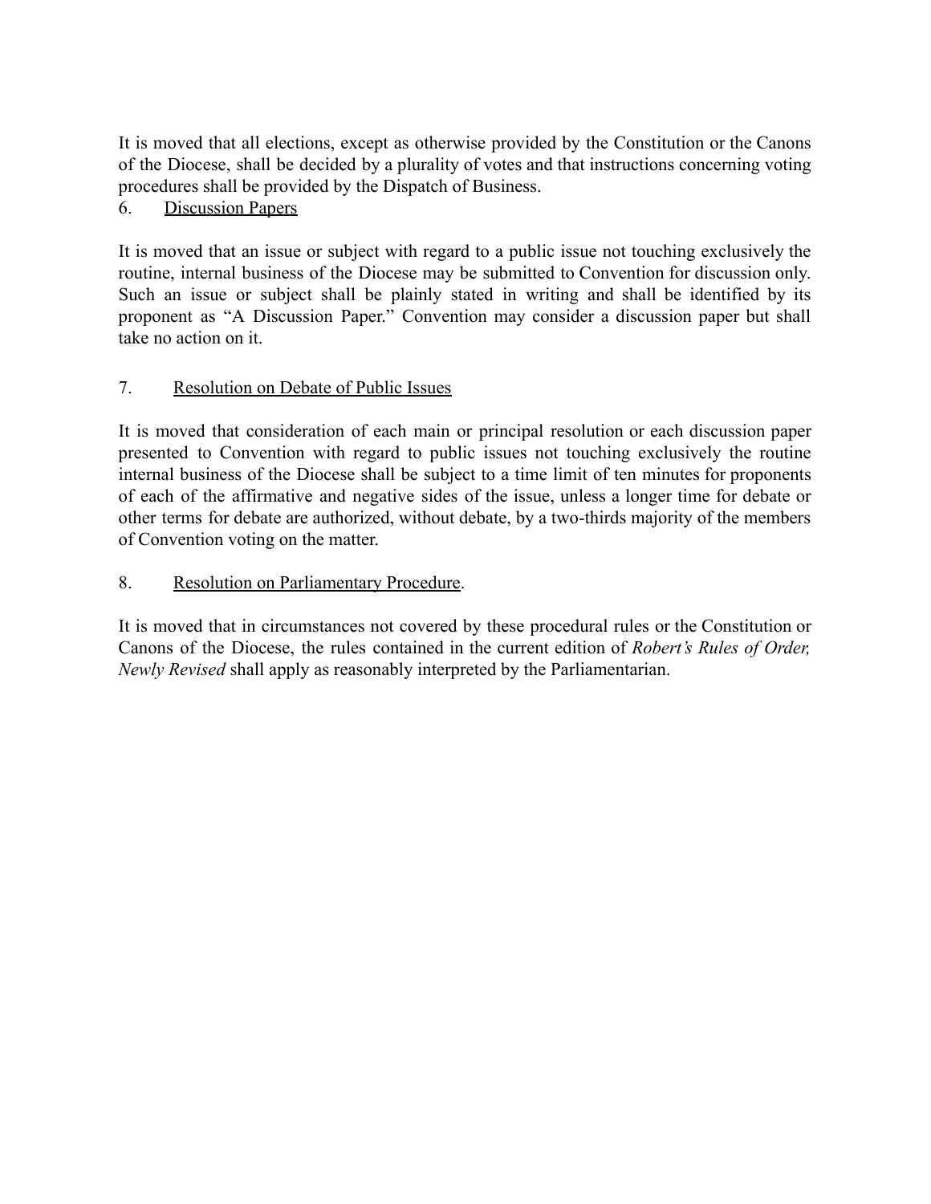It is moved that all elections, except as otherwise provided by the Constitution or the Canons of the Diocese, shall be decided by a plurality of votes and that instructions concerning voting procedures shall be provided by the Dispatch of Business.

6. <u>Discussion Papers</u>

It is moved that an issue or subject with regard to a public issue not touching exclusively the routine, internal business of the Diocese may be submitted to Convention for discussion only. Such an issue or subject shall be plainly stated in writing and shall be identified by its proponent as "A Discussion Paper." Convention may consider a discussion paper but shall take no action on it.

7. <u>Resolution on Debate of Public Issues</u>

It is moved that consideration of each main or principal resolution or each discussion paper presented to Convention with regard to public issues not touching exclusively the routine internal business of the Diocese shall be subject to a time limit of ten minutes for proponents of each of the affirmative and negative sides of the issue, unless a longer time for debate or other terms for debate are authorized, without debate, by a two-thirds majority of the members of Convention voting on the matter.

8. <u>Resolution on Parliamentary Procedure</u>.

It is moved that in circumstances not covered by these procedural rules or the Constitution or Canons of the Diocese, the rules contained in the current edition of *Robert's Rules of Order, Newly Revised* shall apply as reasonably interpreted by the Parliamentarian.